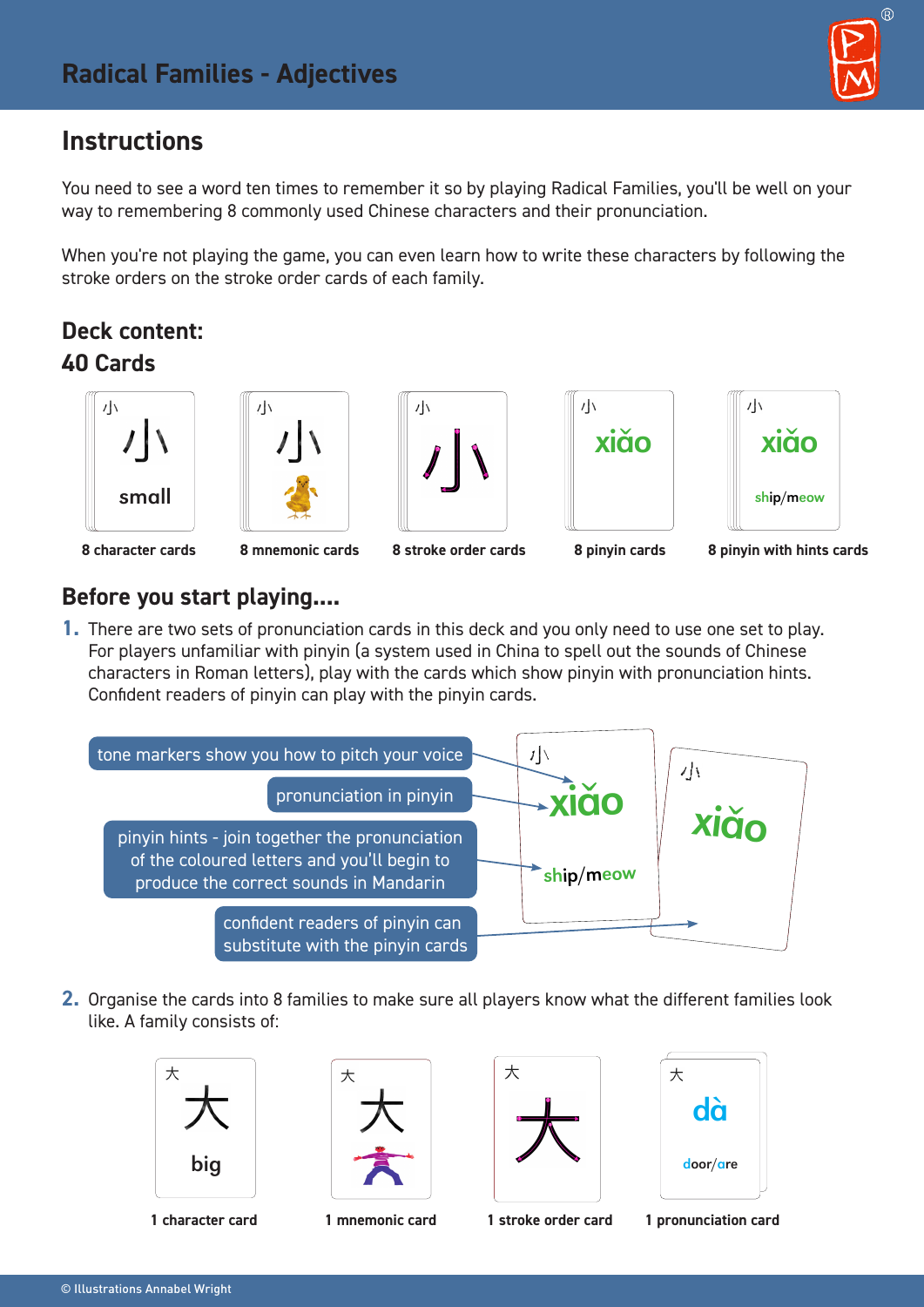# Radical Families - Adjectives

## Instructions

You need to see a word ten times to remember it so by playing Radical Families, you'll be well on your way to remembering 8 commonly used Chinese characters and their pronunciation.

When you're not playing the game, you can even learn how to write these characters by following the stroke orders on the stroke order cards of each family.

## Deck content:

## 40 Cards

- 8 character cards
- 8 mnemonic cards
- 8 stroke order cards
- 8 pinyin cards
- 8 pinyin with hints cards

## Before you start playing....

1. There are two sets of pronunciation cards in this deck and you only need to use one set to play. For players unfamiliar with pinyin (a system used in China to spell out the sounds of Chinese characters in Roman letters), play with the cards which show pinyin with pronunciation hints. Confident readers of pinyin can play with the pinyin cards.

- tone markers show you how to pitch your voice
- pronunciation in pinyin
- pinyin hints - join together the pronunciation of the coloured letters and you'll begin to produce the correct sounds in Mandarin
- confident readers of pinyin can substitute with the pinyin cards

2. Organise the cards into 8 families to make sure all players know what the different families look like. A family consists of:

- 1 character card
- 1 mnemonic card
- 1 stroke order card
- 1 pronunciation card

© Illustrations Annabel Wright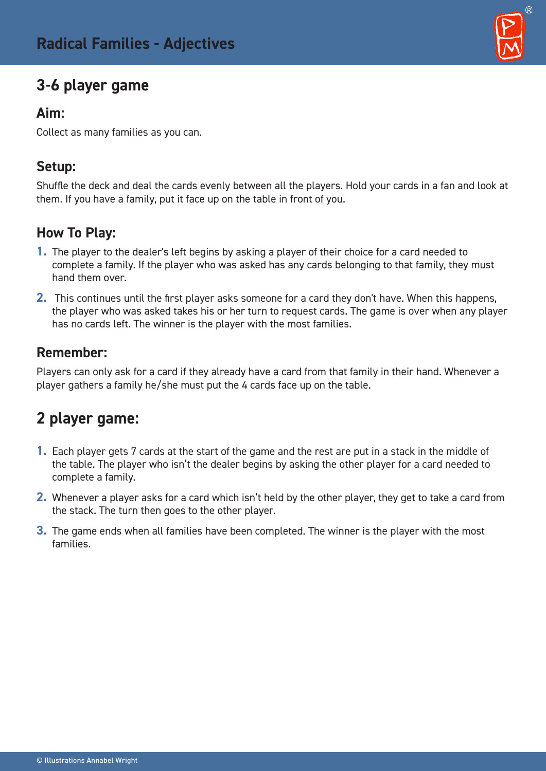# Radical Families - Adjectives

## 3-6 player game

### Aim:

Collect as many families as you can.

### Setup:

Shuffle the deck and deal the cards evenly between all the players. Hold your cards in a fan and look at them. If you have a family, put it face up on the table in front of you.

### How To Play:

1. The player to the dealer's left begins by asking a player of their choice for a card needed to complete a family. If the player who was asked has any cards belonging to that family, they must hand them over.
2. This continues until the first player asks someone for a card they don't have. When this happens, the player who was asked takes his or her turn to request cards. The game is over when any player has no cards left. The winner is the player with the most families.

### Remember:

Players can only ask for a card if they already have a card from that family in their hand. Whenever a player gathers a family he/she must put the 4 cards face up on the table.

## 2 player game:

1. Each player gets 7 cards at the start of the game and the rest are put in a stack in the middle of the table. The player who isn't the dealer begins by asking the other player for a card needed to complete a family.
2. Whenever a player asks for a card which isn't held by the other player, they get to take a card from the stack. The turn then goes to the other player.
3. The game ends when all families have been completed. The winner is the player with the most families.

© Illustrations Annabel Wright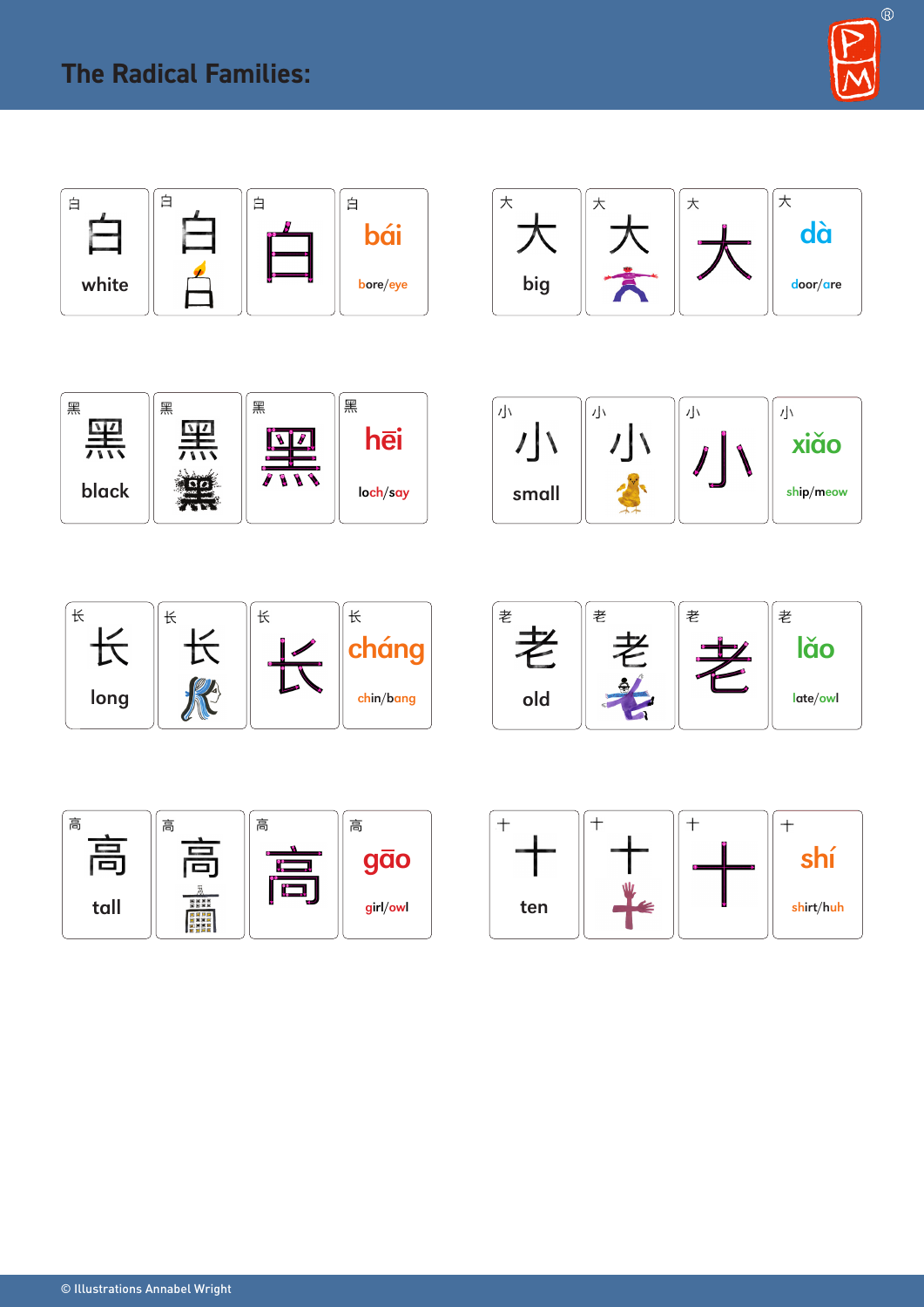# The Radical Families:

| | | | |
|---|---|---|---|
| 白 白 white | 白 白 | 白 白 | 白 bái bore/eye |
| 黑 黑 black | 黑 黑 | 黑 黑 | 黑 hēi loch/say |
| 长 长 long | 长 长 | 长 长 | 长 cháng chin/bang |
| 高 高 tall | 高 高 | 高 高 | 高 gāo girl/owl |

| | | | |
|---|---|---|---|
| 大 大 big | 大 大 | 大 大 | 大 dà door/are |
| 小 小 small | 小 小 | 小 小 | 小 xiǎo ship/meow |
| 老 老 old | 老 老 | 老 老 | 老 lǎo late/owl |
| 十 十 ten | 十 十 | 十 十 | 十 shí shirt/huh |

© Illustrations Annabel Wright